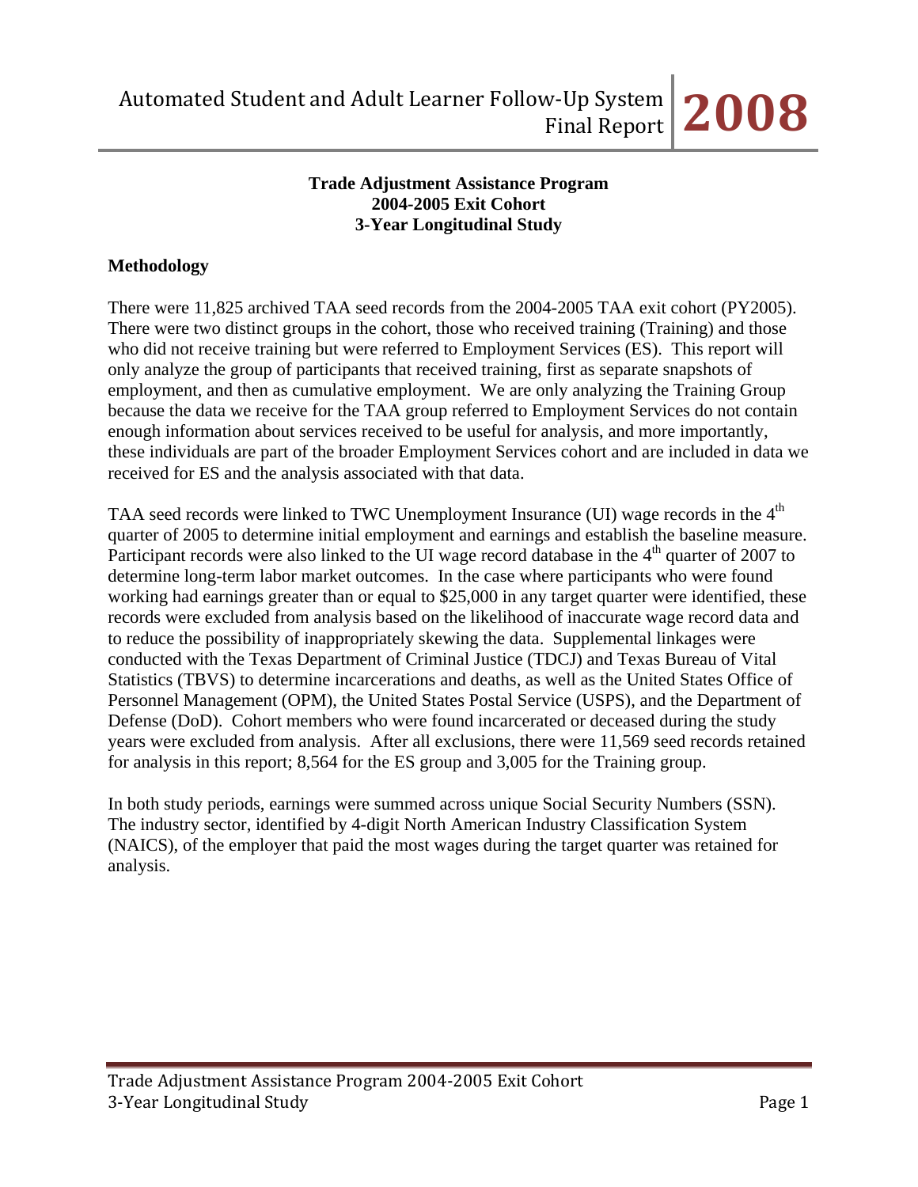**Trade Adjustment Assistance Program**
**2004-2005 Exit Cohort**
**3-Year Longitudinal Study**

## Methodology

There were 11,825 archived TAA seed records from the 2004-2005 TAA exit cohort (PY2005). There were two distinct groups in the cohort, those who received training (Training) and those who did not receive training but were referred to Employment Services (ES). This report will only analyze the group of participants that received training, first as separate snapshots of employment, and then as cumulative employment. We are only analyzing the Training Group because the data we receive for the TAA group referred to Employment Services do not contain enough information about services received to be useful for analysis, and more importantly, these individuals are part of the broader Employment Services cohort and are included in data we received for ES and the analysis associated with that data.

TAA seed records were linked to TWC Unemployment Insurance (UI) wage records in the 4th quarter of 2005 to determine initial employment and earnings and establish the baseline measure. Participant records were also linked to the UI wage record database in the 4th quarter of 2007 to determine long-term labor market outcomes. In the case where participants who were found working had earnings greater than or equal to $25,000 in any target quarter were identified, these records were excluded from analysis based on the likelihood of inaccurate wage record data and to reduce the possibility of inappropriately skewing the data. Supplemental linkages were conducted with the Texas Department of Criminal Justice (TDCJ) and Texas Bureau of Vital Statistics (TBVS) to determine incarcerations and deaths, as well as the United States Office of Personnel Management (OPM), the United States Postal Service (USPS), and the Department of Defense (DoD). Cohort members who were found incarcerated or deceased during the study years were excluded from analysis. After all exclusions, there were 11,569 seed records retained for analysis in this report; 8,564 for the ES group and 3,005 for the Training group.

In both study periods, earnings were summed across unique Social Security Numbers (SSN). The industry sector, identified by 4-digit North American Industry Classification System (NAICS), of the employer that paid the most wages during the target quarter was retained for analysis.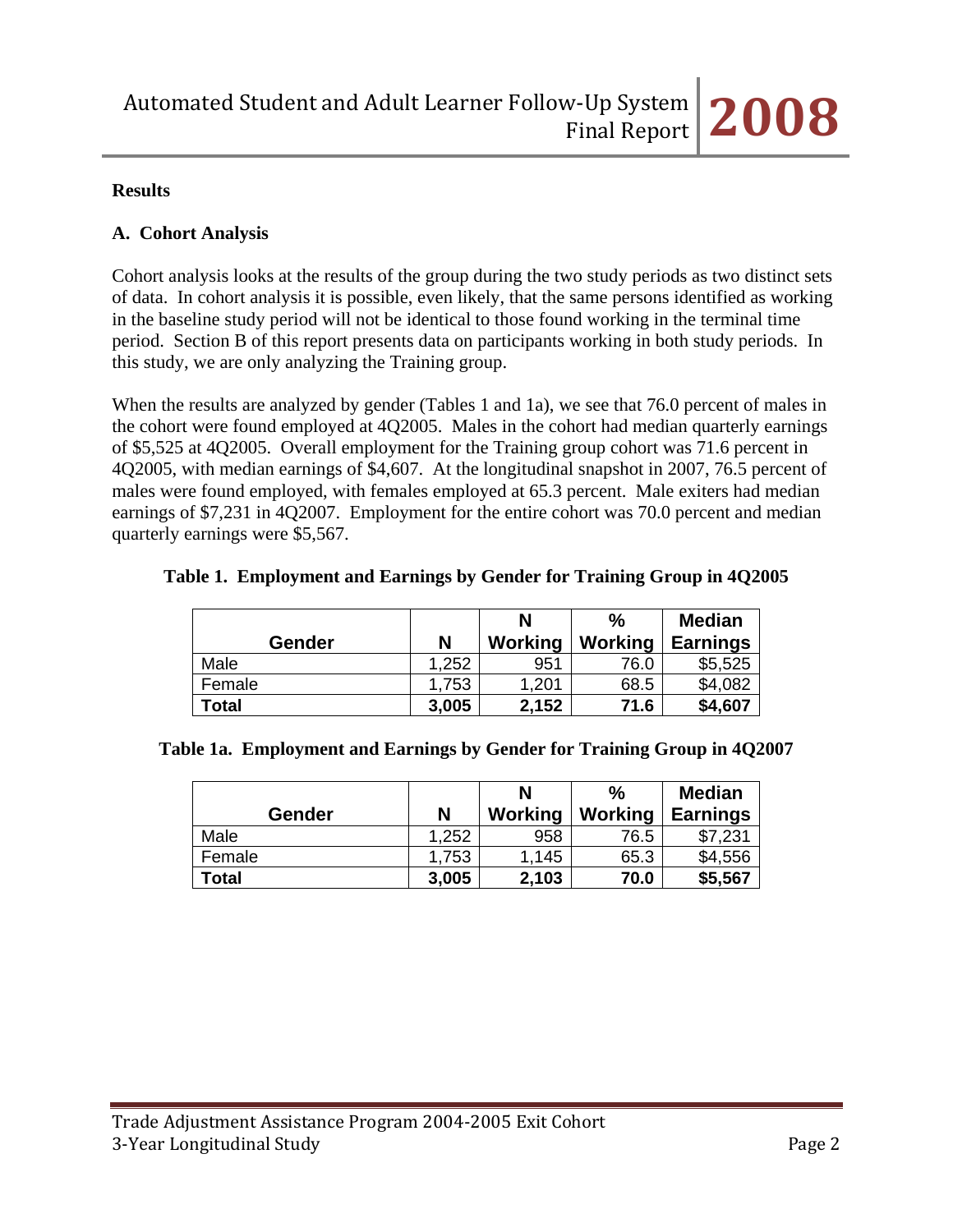## Results

### A. Cohort Analysis

Cohort analysis looks at the results of the group during the two study periods as two distinct sets of data. In cohort analysis it is possible, even likely, that the same persons identified as working in the baseline study period will not be identical to those found working in the terminal time period. Section B of this report presents data on participants working in both study periods. In this study, we are only analyzing the Training group.

When the results are analyzed by gender (Tables 1 and 1a), we see that 76.0 percent of males in the cohort were found employed at 4Q2005. Males in the cohort had median quarterly earnings of $5,525 at 4Q2005. Overall employment for the Training group cohort was 71.6 percent in 4Q2005, with median earnings of $4,607. At the longitudinal snapshot in 2007, 76.5 percent of males were found employed, with females employed at 65.3 percent. Male exiters had median earnings of $7,231 in 4Q2007. Employment for the entire cohort was 70.0 percent and median quarterly earnings were $5,567.

**Table 1. Employment and Earnings by Gender for Training Group in 4Q2005**

| Gender | N | N Working | % Working | Median Earnings |
|---|---|---|---|---|
| Male | 1,252 | 951 | 76.0 | $5,525 |
| Female | 1,753 | 1,201 | 68.5 | $4,082 |
| **Total** | **3,005** | **2,152** | **71.6** | **$4,607** |

**Table 1a. Employment and Earnings by Gender for Training Group in 4Q2007**

| Gender | N | N Working | % Working | Median Earnings |
|---|---|---|---|---|
| Male | 1,252 | 958 | 76.5 | $7,231 |
| Female | 1,753 | 1,145 | 65.3 | $4,556 |
| **Total** | **3,005** | **2,103** | **70.0** | **$5,567** |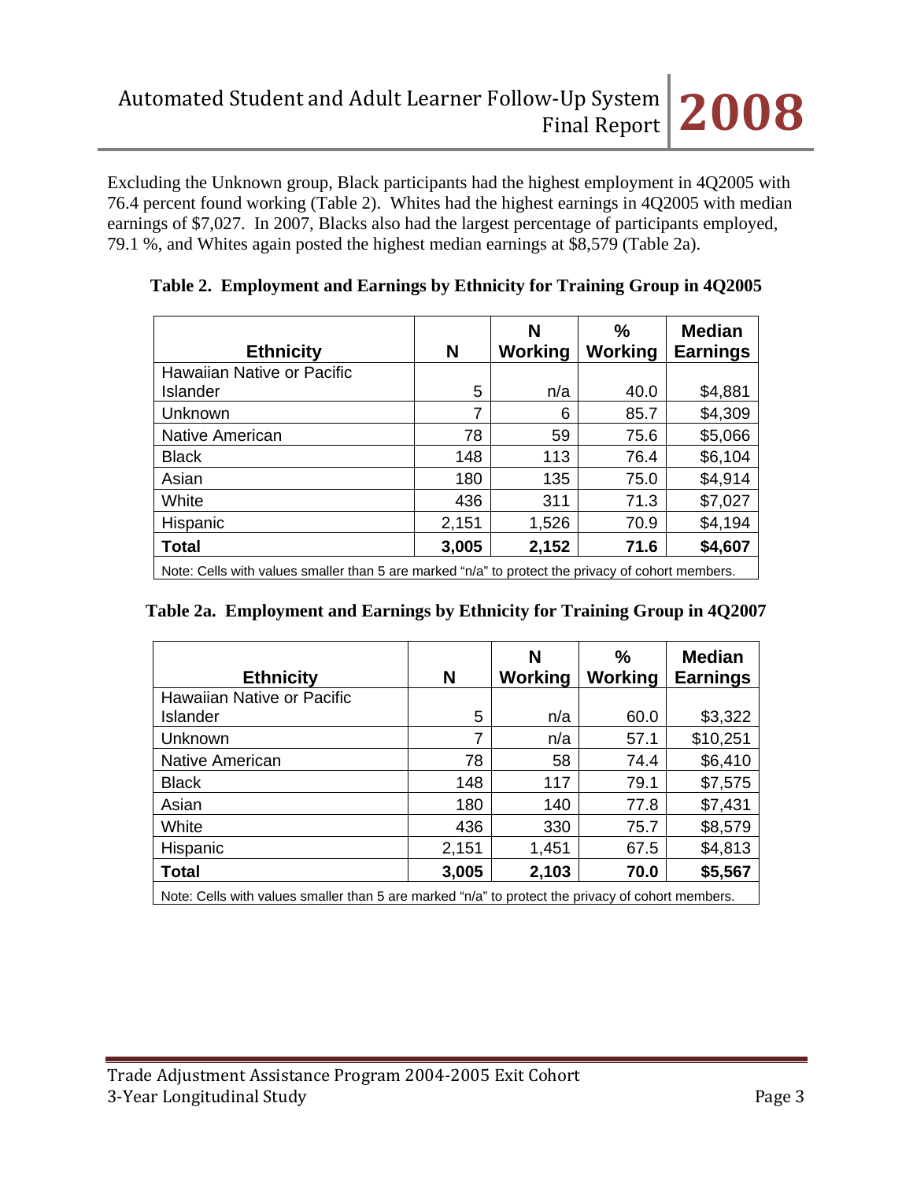Excluding the Unknown group, Black participants had the highest employment in 4Q2005 with 76.4 percent found working (Table 2). Whites had the highest earnings in 4Q2005 with median earnings of $7,027. In 2007, Blacks also had the largest percentage of participants employed, 79.1 %, and Whites again posted the highest median earnings at $8,579 (Table 2a).

**Table 2. Employment and Earnings by Ethnicity for Training Group in 4Q2005**

| Ethnicity | N | N Working | % Working | Median Earnings |
|---|---|---|---|---|
| Hawaiian Native or Pacific Islander | 5 | n/a | 40.0 | $4,881 |
| Unknown | 7 | 6 | 85.7 | $4,309 |
| Native American | 78 | 59 | 75.6 | $5,066 |
| Black | 148 | 113 | 76.4 | $6,104 |
| Asian | 180 | 135 | 75.0 | $4,914 |
| White | 436 | 311 | 71.3 | $7,027 |
| Hispanic | 2,151 | 1,526 | 70.9 | $4,194 |
| **Total** | **3,005** | **2,152** | **71.6** | **$4,607** |

Note: Cells with values smaller than 5 are marked "n/a" to protect the privacy of cohort members.

**Table 2a. Employment and Earnings by Ethnicity for Training Group in 4Q2007**

| Ethnicity | N | N Working | % Working | Median Earnings |
|---|---|---|---|---|
| Hawaiian Native or Pacific Islander | 5 | n/a | 60.0 | $3,322 |
| Unknown | 7 | n/a | 57.1 | $10,251 |
| Native American | 78 | 58 | 74.4 | $6,410 |
| Black | 148 | 117 | 79.1 | $7,575 |
| Asian | 180 | 140 | 77.8 | $7,431 |
| White | 436 | 330 | 75.7 | $8,579 |
| Hispanic | 2,151 | 1,451 | 67.5 | $4,813 |
| **Total** | **3,005** | **2,103** | **70.0** | **$5,567** |

Note: Cells with values smaller than 5 are marked "n/a" to protect the privacy of cohort members.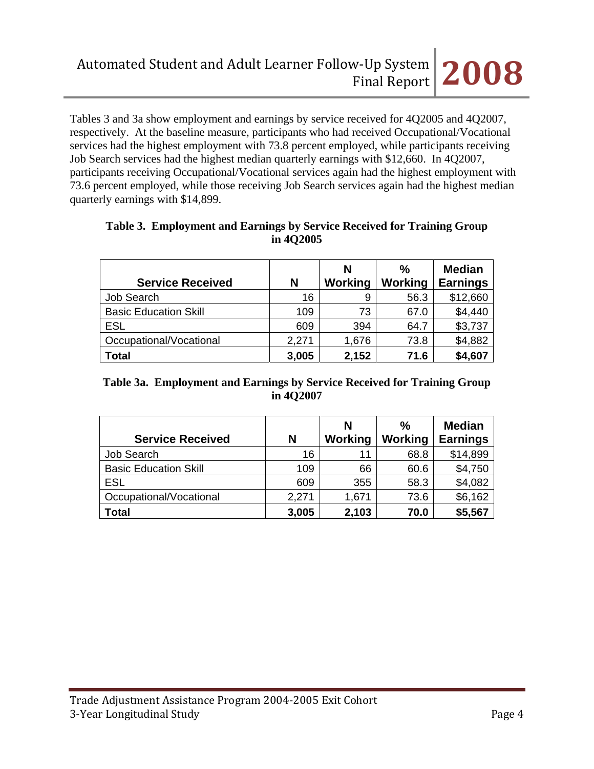Tables 3 and 3a show employment and earnings by service received for 4Q2005 and 4Q2007, respectively. At the baseline measure, participants who had received Occupational/Vocational services had the highest employment with 73.8 percent employed, while participants receiving Job Search services had the highest median quarterly earnings with $12,660. In 4Q2007, participants receiving Occupational/Vocational services again had the highest employment with 73.6 percent employed, while those receiving Job Search services again had the highest median quarterly earnings with $14,899.

**Table 3. Employment and Earnings by Service Received for Training Group in 4Q2005**

| Service Received | N | N Working | % Working | Median Earnings |
|---|---|---|---|---|
| Job Search | 16 | 9 | 56.3 | $12,660 |
| Basic Education Skill | 109 | 73 | 67.0 | $4,440 |
| ESL | 609 | 394 | 64.7 | $3,737 |
| Occupational/Vocational | 2,271 | 1,676 | 73.8 | $4,882 |
| **Total** | **3,005** | **2,152** | **71.6** | **$4,607** |

**Table 3a. Employment and Earnings by Service Received for Training Group in 4Q2007**

| Service Received | N | N Working | % Working | Median Earnings |
|---|---|---|---|---|
| Job Search | 16 | 11 | 68.8 | $14,899 |
| Basic Education Skill | 109 | 66 | 60.6 | $4,750 |
| ESL | 609 | 355 | 58.3 | $4,082 |
| Occupational/Vocational | 2,271 | 1,671 | 73.6 | $6,162 |
| **Total** | **3,005** | **2,103** | **70.0** | **$5,567** |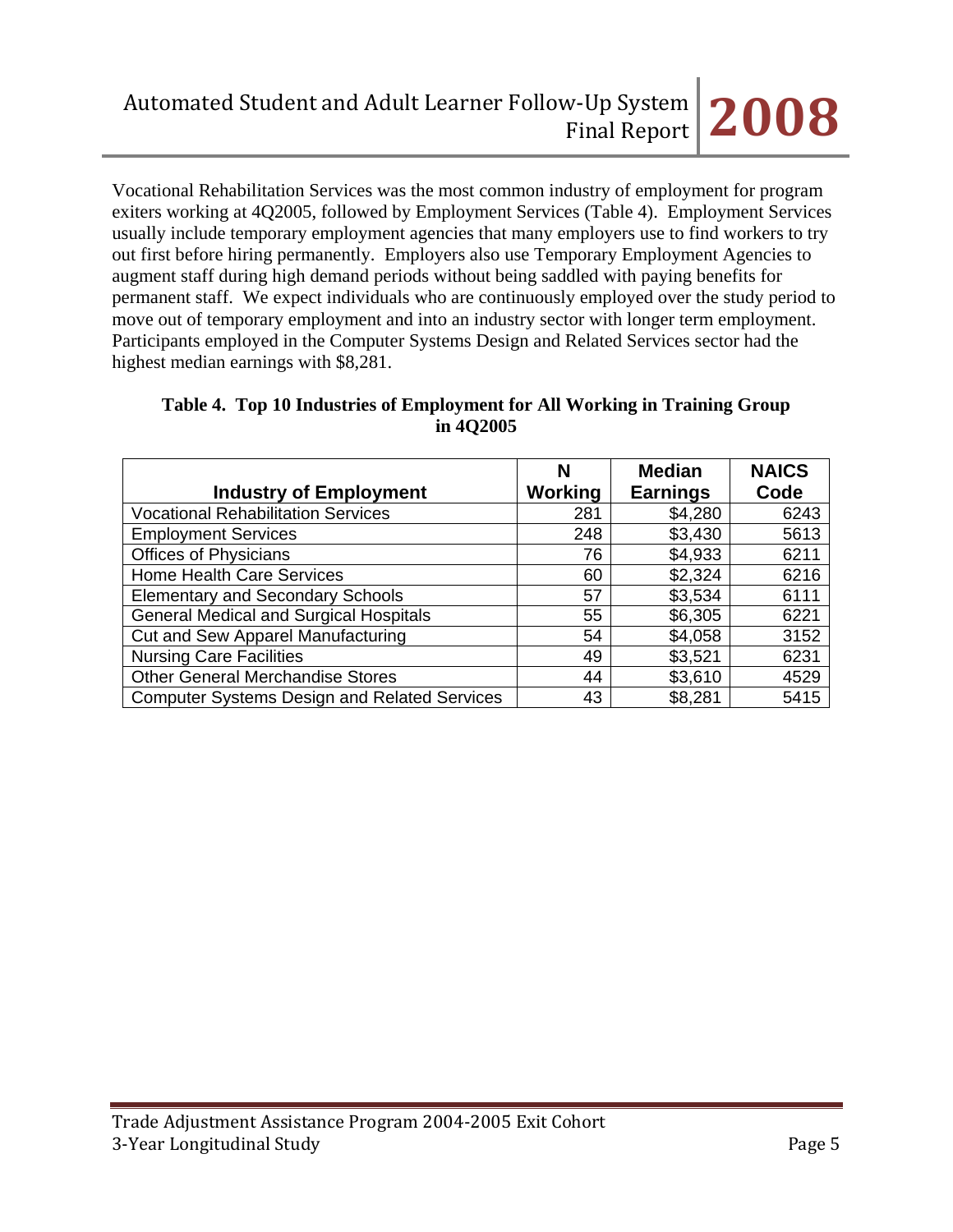Vocational Rehabilitation Services was the most common industry of employment for program exiters working at 4Q2005, followed by Employment Services (Table 4). Employment Services usually include temporary employment agencies that many employers use to find workers to try out first before hiring permanently. Employers also use Temporary Employment Agencies to augment staff during high demand periods without being saddled with paying benefits for permanent staff. We expect individuals who are continuously employed over the study period to move out of temporary employment and into an industry sector with longer term employment. Participants employed in the Computer Systems Design and Related Services sector had the highest median earnings with $8,281.

**Table 4. Top 10 Industries of Employment for All Working in Training Group in 4Q2005**

| Industry of Employment | N Working | Median Earnings | NAICS Code |
|---|---|---|---|
| Vocational Rehabilitation Services | 281 | $4,280 | 6243 |
| Employment Services | 248 | $3,430 | 5613 |
| Offices of Physicians | 76 | $4,933 | 6211 |
| Home Health Care Services | 60 | $2,324 | 6216 |
| Elementary and Secondary Schools | 57 | $3,534 | 6111 |
| General Medical and Surgical Hospitals | 55 | $6,305 | 6221 |
| Cut and Sew Apparel Manufacturing | 54 | $4,058 | 3152 |
| Nursing Care Facilities | 49 | $3,521 | 6231 |
| Other General Merchandise Stores | 44 | $3,610 | 4529 |
| Computer Systems Design and Related Services | 43 | $8,281 | 5415 |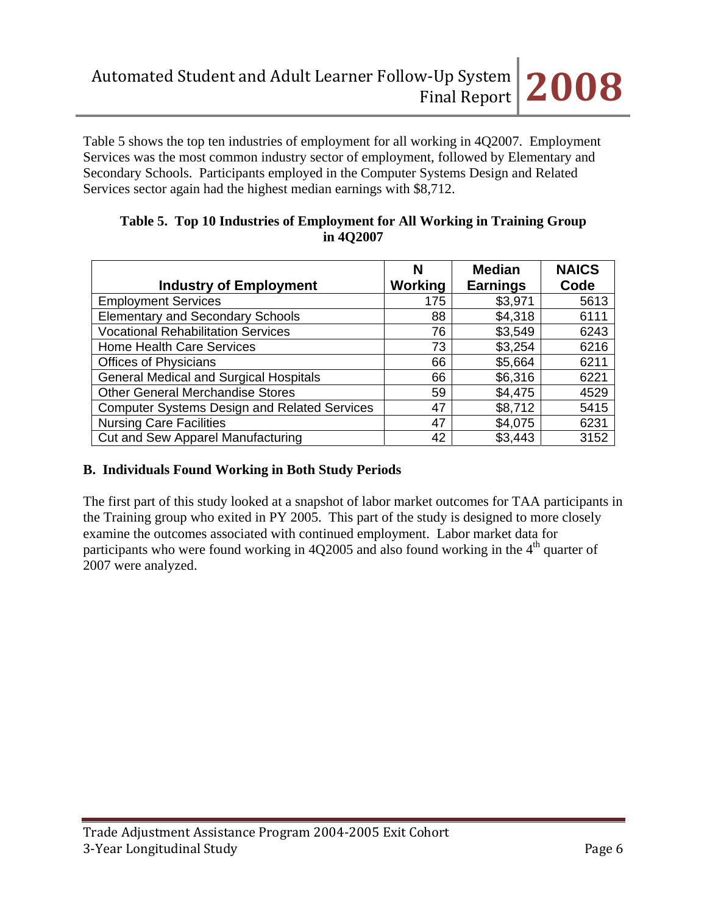Table 5 shows the top ten industries of employment for all working in 4Q2007. Employment Services was the most common industry sector of employment, followed by Elementary and Secondary Schools. Participants employed in the Computer Systems Design and Related Services sector again had the highest median earnings with $8,712.

**Table 5. Top 10 Industries of Employment for All Working in Training Group in 4Q2007**

| Industry of Employment | N Working | Median Earnings | NAICS Code |
|---|---|---|---|
| Employment Services | 175 | $3,971 | 5613 |
| Elementary and Secondary Schools | 88 | $4,318 | 6111 |
| Vocational Rehabilitation Services | 76 | $3,549 | 6243 |
| Home Health Care Services | 73 | $3,254 | 6216 |
| Offices of Physicians | 66 | $5,664 | 6211 |
| General Medical and Surgical Hospitals | 66 | $6,316 | 6221 |
| Other General Merchandise Stores | 59 | $4,475 | 4529 |
| Computer Systems Design and Related Services | 47 | $8,712 | 5415 |
| Nursing Care Facilities | 47 | $4,075 | 6231 |
| Cut and Sew Apparel Manufacturing | 42 | $3,443 | 3152 |

## B. Individuals Found Working in Both Study Periods

The first part of this study looked at a snapshot of labor market outcomes for TAA participants in the Training group who exited in PY 2005. This part of the study is designed to more closely examine the outcomes associated with continued employment. Labor market data for participants who were found working in 4Q2005 and also found working in the 4th quarter of 2007 were analyzed.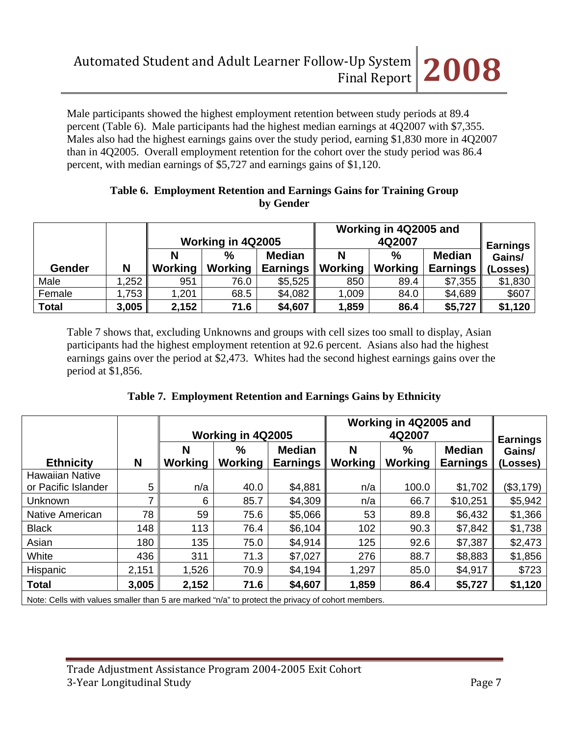Male participants showed the highest employment retention between study periods at 89.4 percent (Table 6). Male participants had the highest median earnings at 4Q2007 with $7,355. Males also had the highest earnings gains over the study period, earning $1,830 more in 4Q2007 than in 4Q2005. Overall employment retention for the cohort over the study period was 86.4 percent, with median earnings of $5,727 and earnings gains of $1,120.

**Table 6. Employment Retention and Earnings Gains for Training Group by Gender**

| | | Working in 4Q2005 | | | Working in 4Q2005 and 4Q2007 | | | Earnings Gains/ (Losses) |
|---|---|---|---|---|---|---|---|---|
| **Gender** | **N** | **N Working** | **% Working** | **Median Earnings** | **N Working** | **% Working** | **Median Earnings** | |
| Male | 1,252 | 951 | 76.0 | $5,525 | 850 | 89.4 | $7,355 | $1,830 |
| Female | 1,753 | 1,201 | 68.5 | $4,082 | 1,009 | 84.0 | $4,689 | $607 |
| **Total** | **3,005** | **2,152** | **71.6** | **$4,607** | **1,859** | **86.4** | **$5,727** | **$1,120** |

Table 7 shows that, excluding Unknowns and groups with cell sizes too small to display, Asian participants had the highest employment retention at 92.6 percent. Asians also had the highest earnings gains over the period at $2,473. Whites had the second highest earnings gains over the period at $1,856.

**Table 7. Employment Retention and Earnings Gains by Ethnicity**

| | | Working in 4Q2005 | | | Working in 4Q2005 and 4Q2007 | | | Earnings Gains/ (Losses) |
|---|---|---|---|---|---|---|---|---|
| **Ethnicity** | **N** | **N Working** | **% Working** | **Median Earnings** | **N Working** | **% Working** | **Median Earnings** | |
| Hawaiian Native or Pacific Islander | 5 | n/a | 40.0 | $4,881 | n/a | 100.0 | $1,702 | ($3,179) |
| Unknown | 7 | 6 | 85.7 | $4,309 | n/a | 66.7 | $10,251 | $5,942 |
| Native American | 78 | 59 | 75.6 | $5,066 | 53 | 89.8 | $6,432 | $1,366 |
| Black | 148 | 113 | 76.4 | $6,104 | 102 | 90.3 | $7,842 | $1,738 |
| Asian | 180 | 135 | 75.0 | $4,914 | 125 | 92.6 | $7,387 | $2,473 |
| White | 436 | 311 | 71.3 | $7,027 | 276 | 88.7 | $8,883 | $1,856 |
| Hispanic | 2,151 | 1,526 | 70.9 | $4,194 | 1,297 | 85.0 | $4,917 | $723 |
| **Total** | **3,005** | **2,152** | **71.6** | **$4,607** | **1,859** | **86.4** | **$5,727** | **$1,120** |

Note: Cells with values smaller than 5 are marked "n/a" to protect the privacy of cohort members.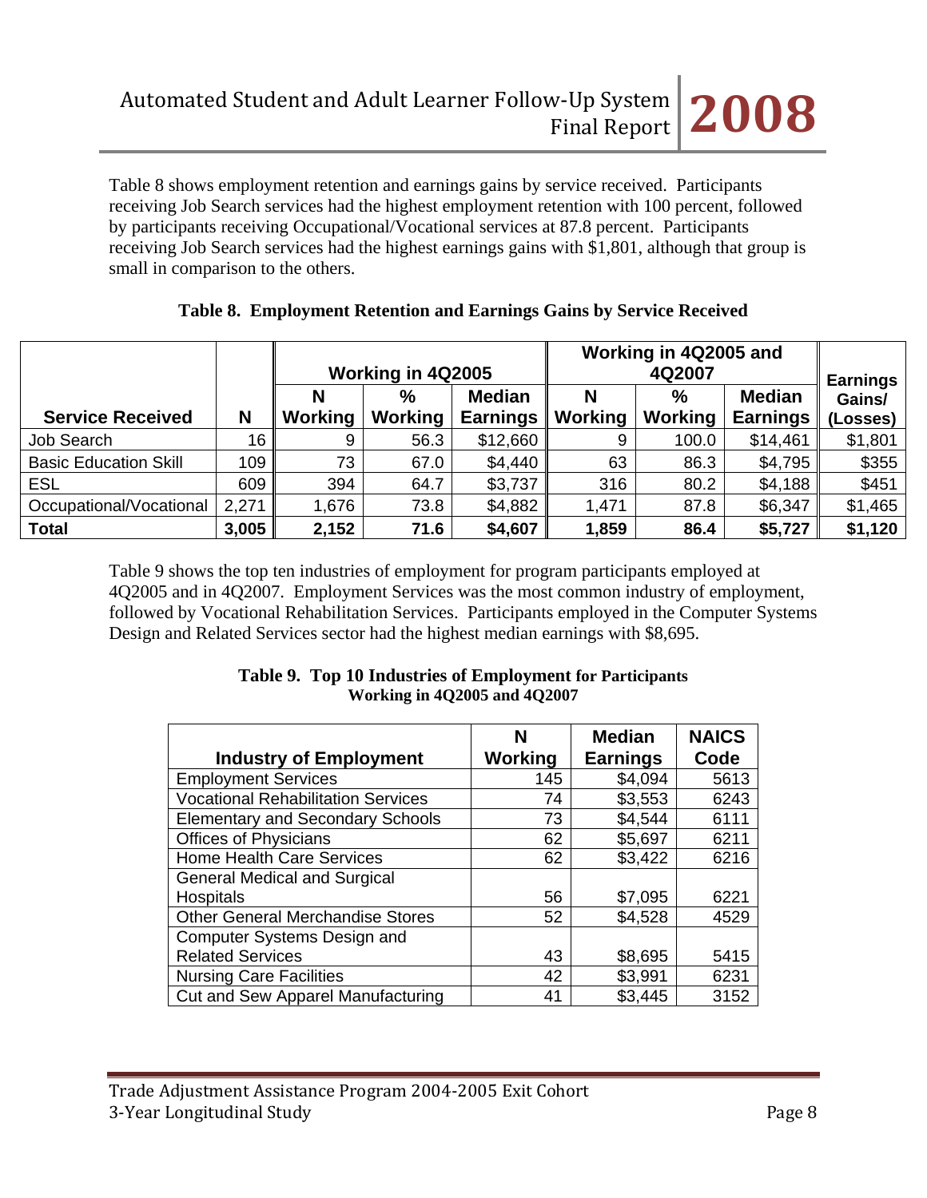Table 8 shows employment retention and earnings gains by service received. Participants receiving Job Search services had the highest employment retention with 100 percent, followed by participants receiving Occupational/Vocational services at 87.8 percent. Participants receiving Job Search services had the highest earnings gains with $1,801, although that group is small in comparison to the others.

**Table 8. Employment Retention and Earnings Gains by Service Received**

| | | Working in 4Q2005 | | | Working in 4Q2005 and 4Q2007 | | | |
|---|---|---|---|---|---|---|---|---|
| **Service Received** | **N** | **N Working** | **% Working** | **Median Earnings** | **N Working** | **% Working** | **Median Earnings** | **Earnings Gains/ (Losses)** |
| Job Search | 16 | 9 | 56.3 | $12,660 | 9 | 100.0 | $14,461 | $1,801 |
| Basic Education Skill | 109 | 73 | 67.0 | $4,440 | 63 | 86.3 | $4,795 | $355 |
| ESL | 609 | 394 | 64.7 | $3,737 | 316 | 80.2 | $4,188 | $451 |
| Occupational/Vocational | 2,271 | 1,676 | 73.8 | $4,882 | 1,471 | 87.8 | $6,347 | $1,465 |
| **Total** | **3,005** | **2,152** | **71.6** | **$4,607** | **1,859** | **86.4** | **$5,727** | **$1,120** |

Table 9 shows the top ten industries of employment for program participants employed at 4Q2005 and in 4Q2007. Employment Services was the most common industry of employment, followed by Vocational Rehabilitation Services. Participants employed in the Computer Systems Design and Related Services sector had the highest median earnings with $8,695.

**Table 9. Top 10 Industries of Employment for Participants Working in 4Q2005 and 4Q2007**

| Industry of Employment | N Working | Median Earnings | NAICS Code |
|---|---|---|---|
| Employment Services | 145 | $4,094 | 5613 |
| Vocational Rehabilitation Services | 74 | $3,553 | 6243 |
| Elementary and Secondary Schools | 73 | $4,544 | 6111 |
| Offices of Physicians | 62 | $5,697 | 6211 |
| Home Health Care Services | 62 | $3,422 | 6216 |
| General Medical and Surgical Hospitals | 56 | $7,095 | 6221 |
| Other General Merchandise Stores | 52 | $4,528 | 4529 |
| Computer Systems Design and Related Services | 43 | $8,695 | 5415 |
| Nursing Care Facilities | 42 | $3,991 | 6231 |
| Cut and Sew Apparel Manufacturing | 41 | $3,445 | 3152 |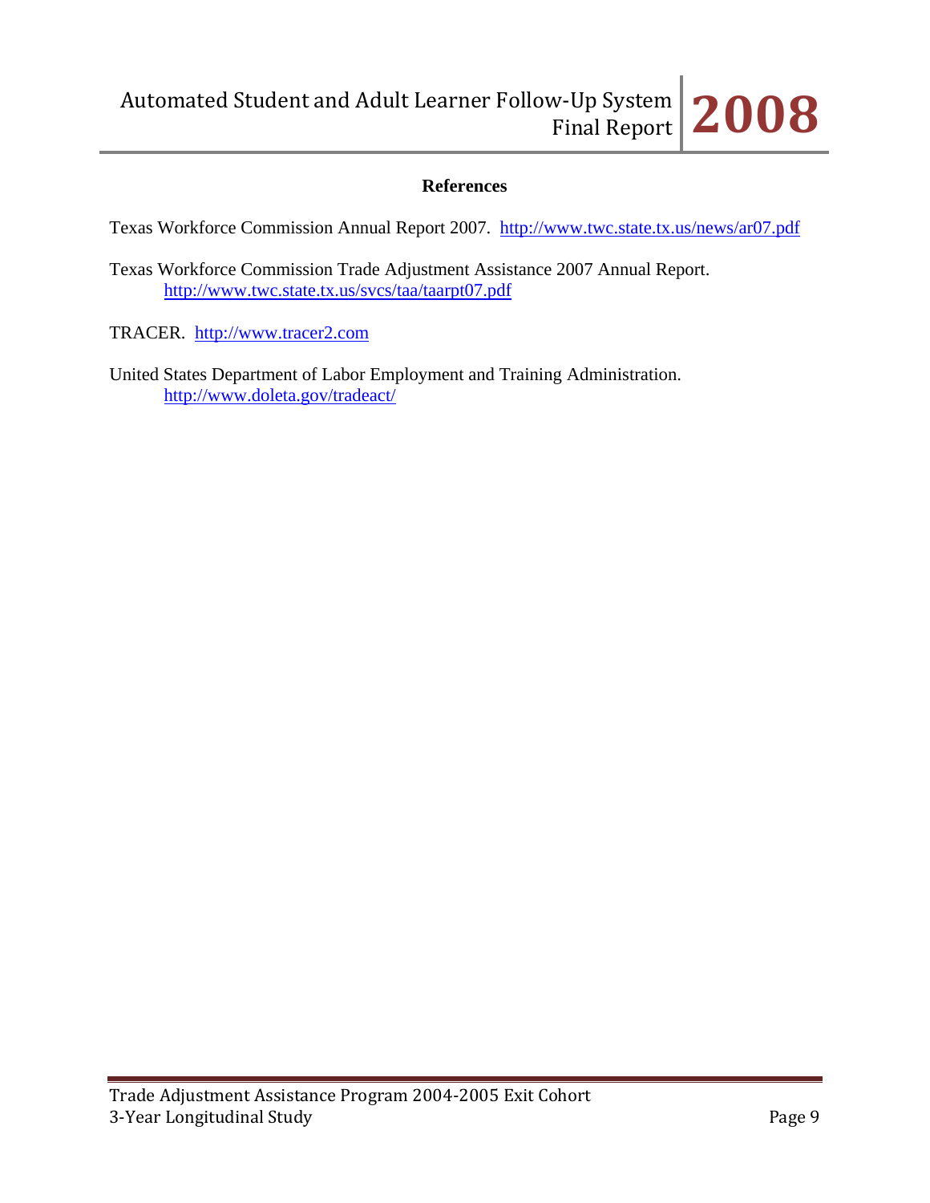## References

Texas Workforce Commission Annual Report 2007. http://www.twc.state.tx.us/news/ar07.pdf

Texas Workforce Commission Trade Adjustment Assistance 2007 Annual Report. http://www.twc.state.tx.us/svcs/taa/taarpt07.pdf

TRACER. http://www.tracer2.com

United States Department of Labor Employment and Training Administration. http://www.doleta.gov/tradeact/